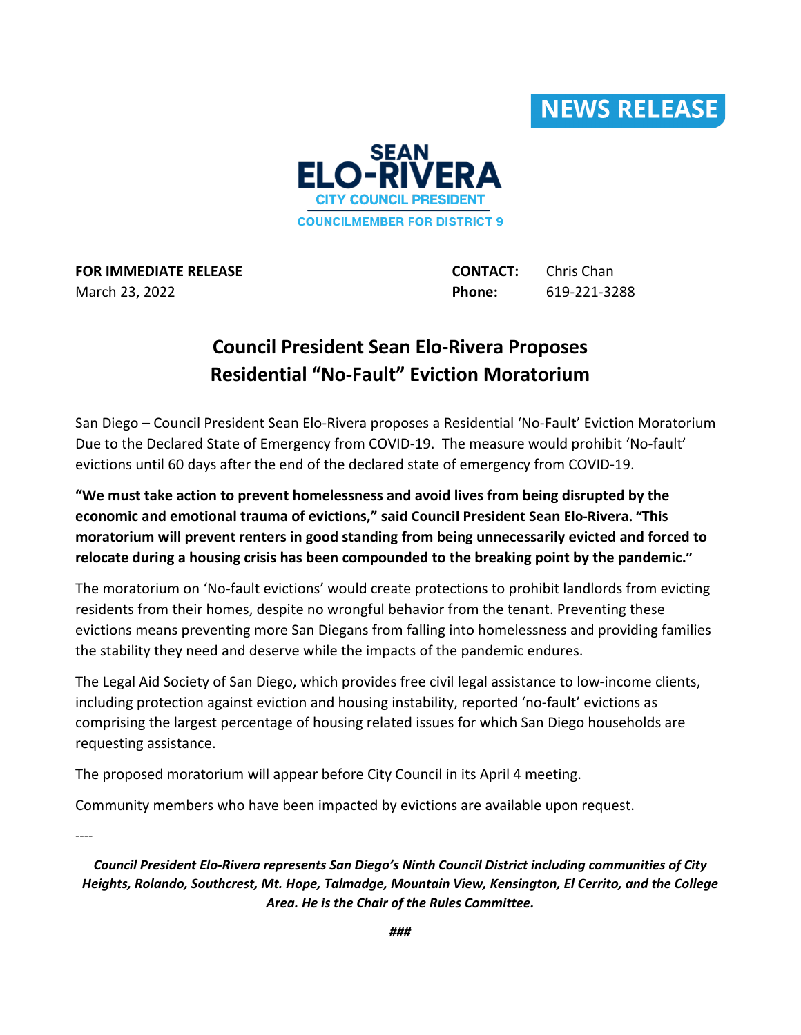**NEWS RELEASE**

**SEAN ELO-RIVERA**
**CITY COUNCIL PRESIDENT**
**COUNCILMEMBER FOR DISTRICT 9**

**FOR IMMEDIATE RELEASE**
March 23, 2022

**CONTACT:** Chris Chan
**Phone:** 619-221-3288

# Council President Sean Elo-Rivera Proposes Residential "No-Fault" Eviction Moratorium

San Diego – Council President Sean Elo-Rivera proposes a Residential 'No-Fault' Eviction Moratorium Due to the Declared State of Emergency from COVID-19. The measure would prohibit 'No-fault' evictions until 60 days after the end of the declared state of emergency from COVID-19.

**"We must take action to prevent homelessness and avoid lives from being disrupted by the economic and emotional trauma of evictions," said Council President Sean Elo-Rivera. "This moratorium will prevent renters in good standing from being unnecessarily evicted and forced to relocate during a housing crisis has been compounded to the breaking point by the pandemic."**

The moratorium on 'No-fault evictions' would create protections to prohibit landlords from evicting residents from their homes, despite no wrongful behavior from the tenant. Preventing these evictions means preventing more San Diegans from falling into homelessness and providing families the stability they need and deserve while the impacts of the pandemic endures.

The Legal Aid Society of San Diego, which provides free civil legal assistance to low-income clients, including protection against eviction and housing instability, reported 'no-fault' evictions as comprising the largest percentage of housing related issues for which San Diego households are requesting assistance.

The proposed moratorium will appear before City Council in its April 4 meeting.

Community members who have been impacted by evictions are available upon request.

----

***Council President Elo-Rivera represents San Diego's Ninth Council District including communities of City Heights, Rolando, Southcrest, Mt. Hope, Talmadge, Mountain View, Kensington, El Cerrito, and the College Area. He is the Chair of the Rules Committee.***

***###***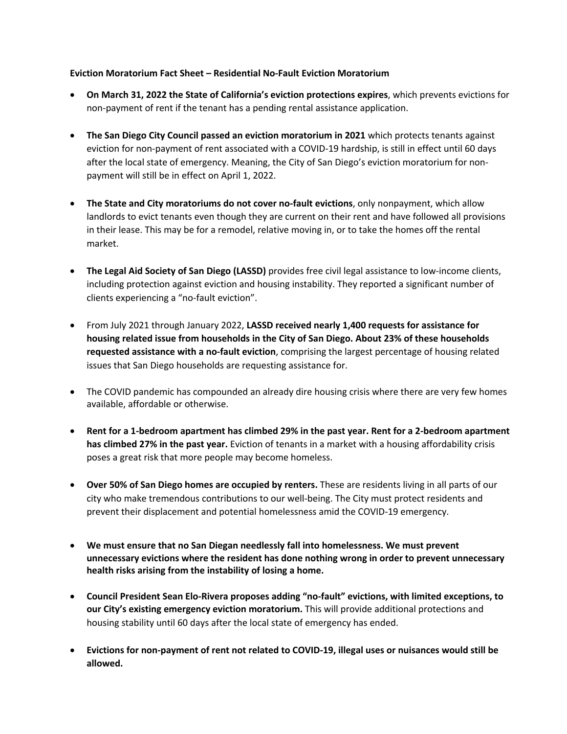**Eviction Moratorium Fact Sheet – Residential No-Fault Eviction Moratorium**

- **On March 31, 2022 the State of California's eviction protections expires**, which prevents evictions for non-payment of rent if the tenant has a pending rental assistance application.

- **The San Diego City Council passed an eviction moratorium in 2021** which protects tenants against eviction for non-payment of rent associated with a COVID-19 hardship, is still in effect until 60 days after the local state of emergency. Meaning, the City of San Diego's eviction moratorium for non-payment will still be in effect on April 1, 2022.

- **The State and City moratoriums do not cover no-fault evictions**, only nonpayment, which allow landlords to evict tenants even though they are current on their rent and have followed all provisions in their lease. This may be for a remodel, relative moving in, or to take the homes off the rental market.

- **The Legal Aid Society of San Diego (LASSD)** provides free civil legal assistance to low-income clients, including protection against eviction and housing instability. They reported a significant number of clients experiencing a "no-fault eviction".

- From July 2021 through January 2022, **LASSD received nearly 1,400 requests for assistance for housing related issue from households in the City of San Diego. About 23% of these households requested assistance with a no-fault eviction**, comprising the largest percentage of housing related issues that San Diego households are requesting assistance for.

- The COVID pandemic has compounded an already dire housing crisis where there are very few homes available, affordable or otherwise.

- **Rent for a 1-bedroom apartment has climbed 29% in the past year. Rent for a 2-bedroom apartment has climbed 27% in the past year.** Eviction of tenants in a market with a housing affordability crisis poses a great risk that more people may become homeless.

- **Over 50% of San Diego homes are occupied by renters.** These are residents living in all parts of our city who make tremendous contributions to our well-being. The City must protect residents and prevent their displacement and potential homelessness amid the COVID-19 emergency.

- **We must ensure that no San Diegan needlessly fall into homelessness. We must prevent unnecessary evictions where the resident has done nothing wrong in order to prevent unnecessary health risks arising from the instability of losing a home.**

- **Council President Sean Elo-Rivera proposes adding "no-fault" evictions, with limited exceptions, to our City's existing emergency eviction moratorium.** This will provide additional protections and housing stability until 60 days after the local state of emergency has ended.

- **Evictions for non-payment of rent not related to COVID-19, illegal uses or nuisances would still be allowed.**